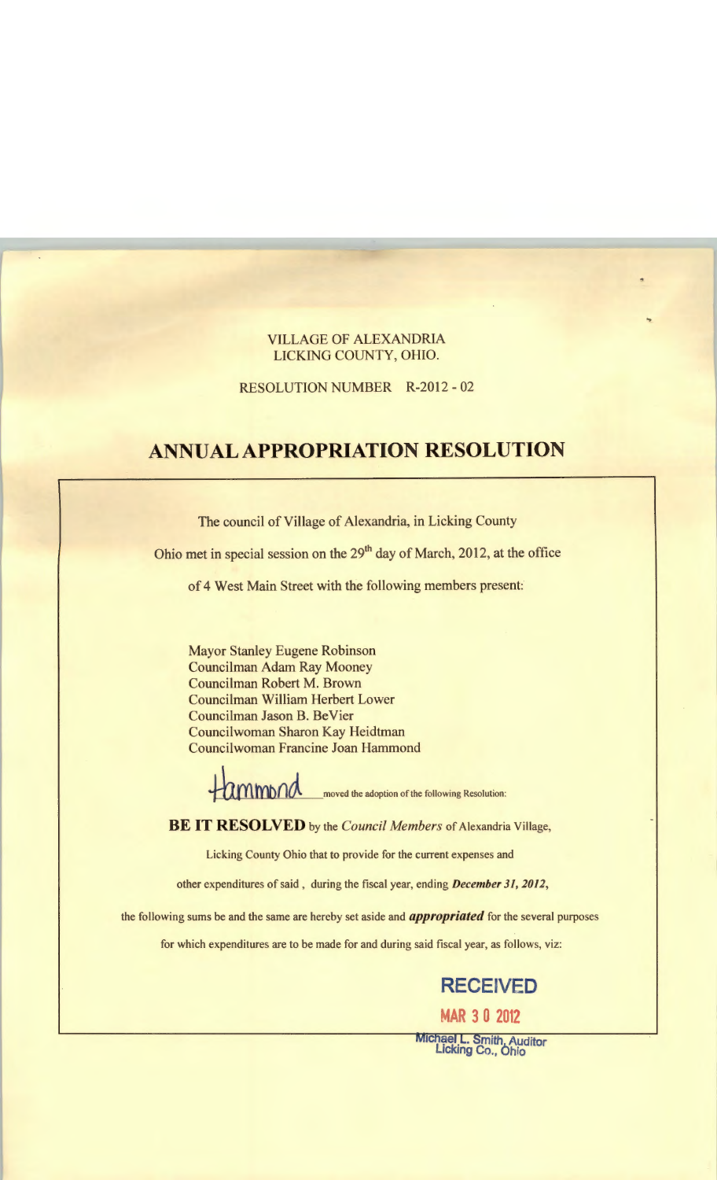VILLAGE OF ALEXANDRIA
LICKING COUNTY, OHIO.

RESOLUTION NUMBER R-2012 - 02

# ANNUAL APPROPRIATION RESOLUTION

The council of Village of Alexandria, in Licking County

Ohio met in special session on the 29th day of March, 2012, at the office

of 4 West Main Street with the following members present:

Mayor Stanley Eugene Robinson
Councilman Adam Ray Mooney
Councilman Robert M. Brown
Councilman William Herbert Lower
Councilman Jason B. BeVier
Councilwoman Sharon Kay Heidtman
Councilwoman Francine Joan Hammond

Hammond moved the adoption of the following Resolution:

**BE IT RESOLVED** by the *Council Members* of Alexandria Village,

Licking County Ohio that to provide for the current expenses and

other expenditures of said , during the fiscal year, ending ***December 31, 2012***,

the following sums be and the same are hereby set aside and ***appropriated*** for the several purposes

for which expenditures are to be made for and during said fiscal year, as follows, viz:

RECEIVED
MAR 3 0 2012
Michael L. Smith, Auditor
Licking Co., Ohio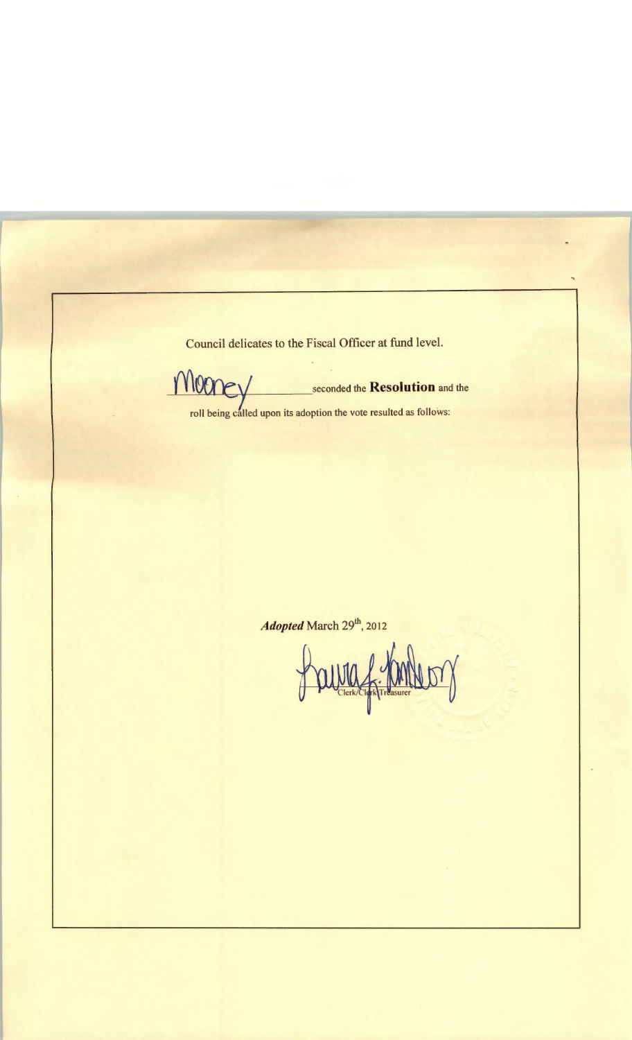Council delicates to the Fiscal Officer at fund level.

Mooney seconded the **Resolution** and the roll being called upon its adoption the vote resulted as follows:

***Adopted*** March 29th, 2012

Laura J. Kimberly

Clerk/Clerk Treasurer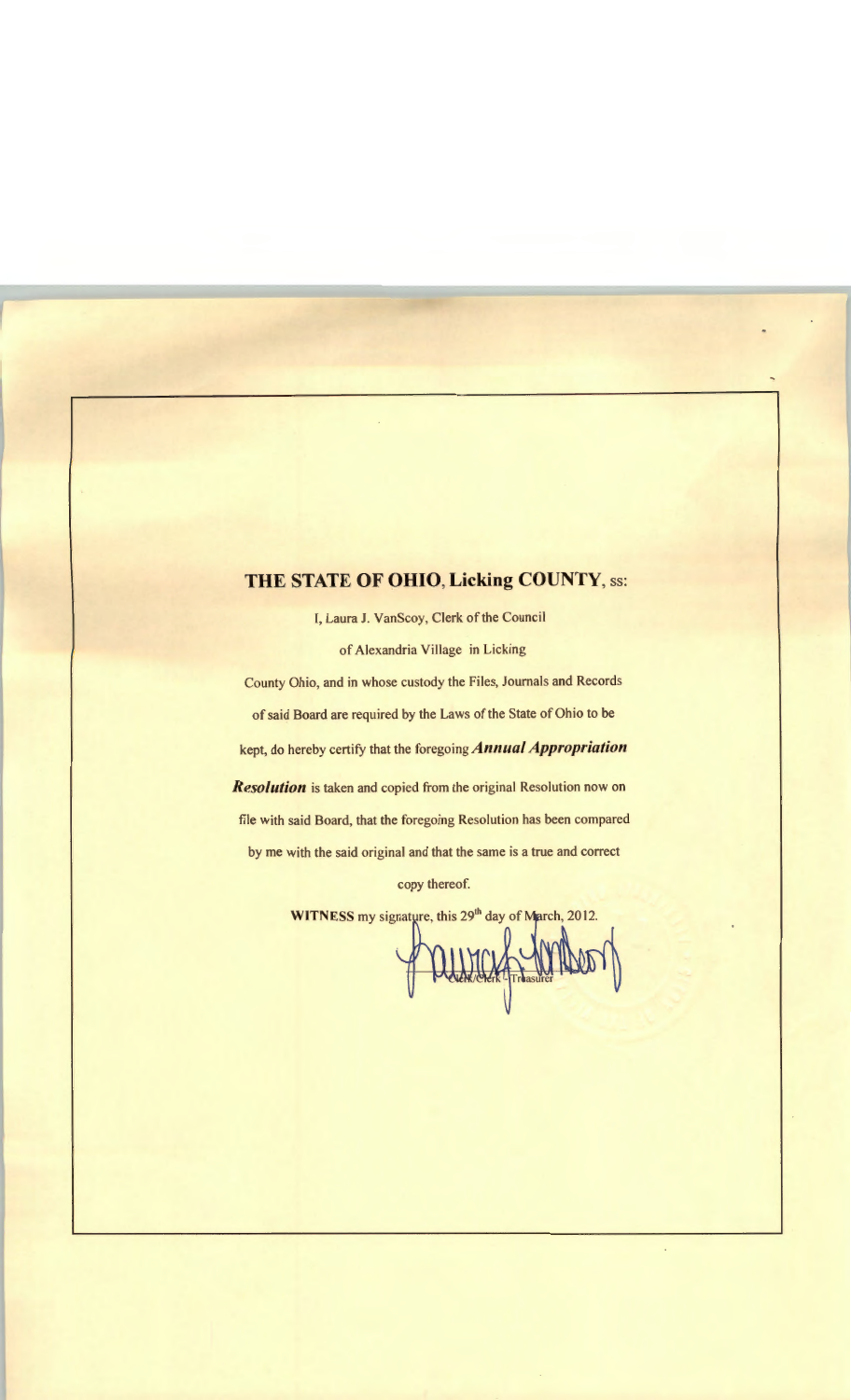## THE STATE OF OHIO, Licking COUNTY, ss:

I, Laura J. VanScoy, Clerk of the Council

of Alexandria Village in Licking

County Ohio, and in whose custody the Files, Journals and Records

of said Board are required by the Laws of the State of Ohio to be

kept, do hereby certify that the foregoing ***Annual Appropriation***

***Resolution*** is taken and copied from the original Resolution now on

file with said Board, that the foregoing Resolution has been compared

by me with the said original and that the same is a true and correct

copy thereof.

**WITNESS** my signature, this 29th day of March, 2012.

Clerk/Clerk - Treasurer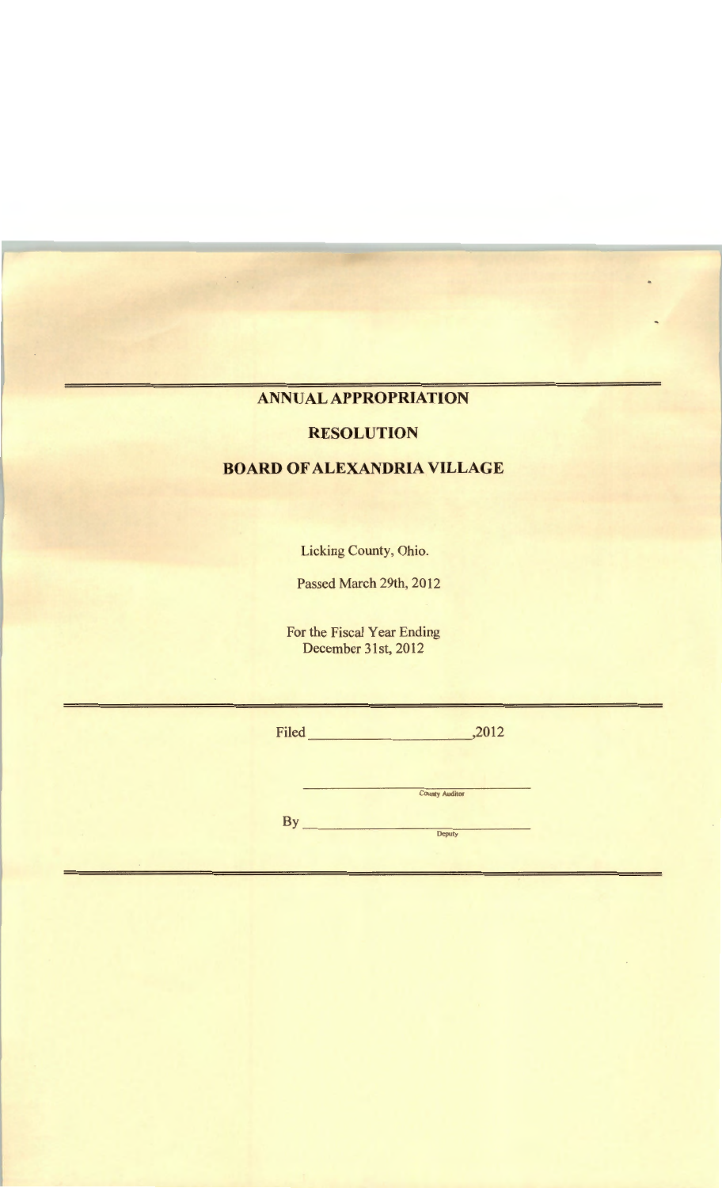# ANNUAL APPROPRIATION

## RESOLUTION

## BOARD OF ALEXANDRIA VILLAGE

Licking County, Ohio.

Passed March 29th, 2012

For the Fiscal Year Ending
December 31st, 2012

---

Filed ______________________,2012

______________________________
County Auditor

By ___________________________
Deputy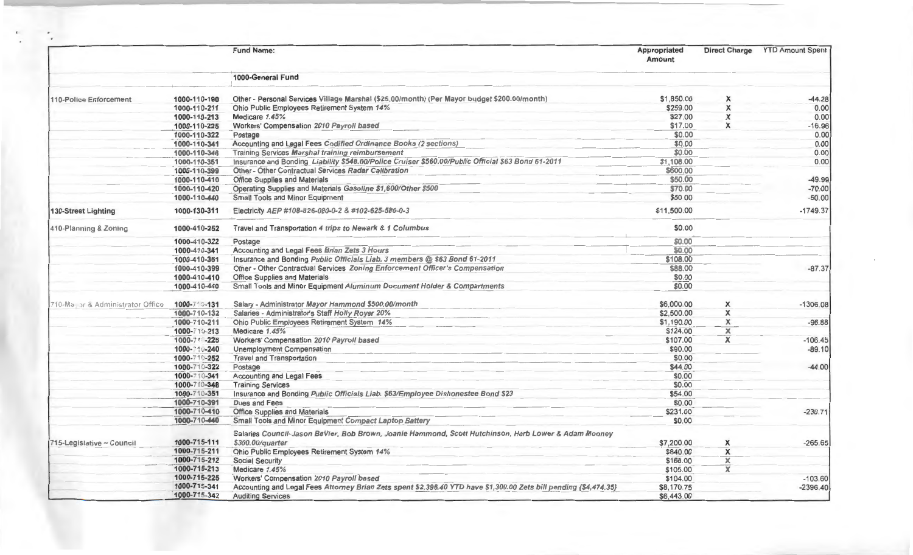| | | Fund Name: | Appropriated Amount | Direct Charge | YTD Amount Spent |
|---|---|---|---|---|---|
| | | **1000-General Fund** | | | |
| 110-Police Enforcement | 1000-110-190 | Other - Personal Services Village Marshal ($25.00/month) (Per Mayor budget $200.00/month) | $1,850.00 | X | -44.28 |
| | 1000-110-211 | Ohio Public Employees Retirement System *14%* | $259.00 | X | 0.00 |
| | 1000-110-213 | Medicare *1.45%* | $27.00 | X | 0.00 |
| | 1000-110-225 | Workers' Compensation *2010 Payroll based* | $17.00 | X | -16.96 |
| | 1000-110-322 | Postage | $0.00 | | 0.00 |
| | 1000-110-341 | Accounting and Legal Fees *Codified Ordinance Books (2 sections)* | $0.00 | | 0.00 |
| | 1000-110-348 | Training Services *Marshal training reimbursement* | $0.00 | | 0.00 |
| | 1000-110-351 | Insurance and Bonding *Liability $548.00/Police Cruiser $560.00/Public Official $63 Bond 61-2011* | $1,108.00 | | 0.00 |
| | 1000-110-399 | Other - Other Contractual Services *Radar Calibration* | $600.00 | | |
| | 1000-110-410 | Office Supplies and Materials | $50.00 | | -49.99 |
| | 1000-110-420 | Operating Supplies and Materials *Gasoline $1,600/Other $500* | $70.00 | | -70.00 |
| | 1000-110-440 | Small Tools and Minor Equipment | $50.00 | | -50.00 |
| 130-Street Lighting | 1000-130-311 | Electricity *AEP #108-826-080-0-2 & #102-625-586-0-3* | $11,500.00 | | -1749.37 |
| 410-Planning & Zoning | 1000-410-252 | Travel and Transportation *4 trips to Newark & 1 Columbus* | $0.00 | | |
| | 1000-410-322 | Postage | $0.00 | | |
| | 1000-410-341 | Accounting and Legal Fees *Brian Zets 3 Hours* | $0.00 | | |
| | 1000-410-351 | Insurance and Bonding *Public Officials Liab. 3 members @ $63 Bond 61-2011* | $108.00 | | |
| | 1000-410-399 | Other - Other Contractual Services *Zoning Enforcement Officer's Compensation* | $88.00 | | -87.37 |
| | 1000-410-410 | Office Supplies and Materials | $0.00 | | |
| | 1000-410-440 | Small Tools and Minor Equipment *Aluminum Document Holder & Compartments* | $0.00 | | |
| 710-Mayor & Administrator Office | 1000-710-131 | Salary - Administrator *Mayor Hammond $500.00/month* | $6,000.00 | X | -1306.08 |
| | 1000-710-132 | Salaries - Administrator's Staff *Holly Royer 20%* | $2,500.00 | X | |
| | 1000-710-211 | Ohio Public Employees Retirement System *14%* | $1,190.00 | X | -96.88 |
| | 1000-710-213 | Medicare *1.45%* | $124.00 | X | |
| | 1000-710-225 | Workers' Compensation *2010 Payroll based* | $107.00 | X | -106.45 |
| | 1000-710-240 | Unemployment Compensation | $90.00 | | -89.10 |
| | 1000-710-252 | Travel and Transportation | $0.00 | | |
| | 1000-710-322 | Postage | $44.00 | | -44.00 |
| | 1000-710-341 | Accounting and Legal Fees | $0.00 | | |
| | 1000-710-348 | Training Services | $0.00 | | |
| | 1000-710-351 | Insurance and Bonding *Public Officials Liab. $63/Employee Dishonestee Bond $23* | $54.00 | | |
| | 1000-710-391 | Dues and Fees | $0.00 | | |
| | 1000-710-410 | Office Supplies and Materials | $231.00 | | -230.71 |
| | 1000-710-440 | Small Tools and Minor Equipment *Compact Laptop Battery* | $0.00 | | |
| 715-Legislative ~ Council | 1000-715-111 | Salaries Council-*Jason BeVier, Bob Brown, Joanie Hammond, Scott Hutchinson, Herb Lower & Adam Mooney $300.00/quarter* | $7,200.00 | X | -265.65 |
| | 1000-715-211 | Ohio Public Employees Retirement System *14%* | $840.00 | X | |
| | 1000-715-212 | Social Security | $168.00 | X | |
| | 1000-715-213 | Medicare *1.45%* | $105.00 | X | |
| | 1000-715-225 | Workers' Compensation *2010 Payroll based* | $104.00 | | -103.60 |
| | 1000-715-341 | Accounting and Legal Fees *Attorney Brian Zets spent $2,396.40 YTD have $1,300.00 Zets bill pending ($4,474.35)* | $8,170.75 | | -2396.40 |
| | 1000-715-342 | Auditing Services | $6,443.00 | | |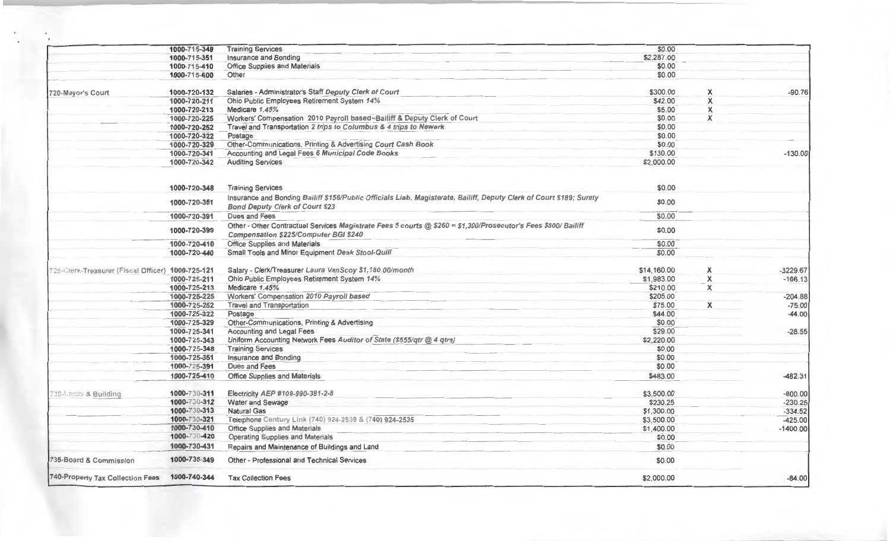| | | | | | |
|---|---|---|---|---|---|
| | 1000-715-348 | Training Services | $0.00 | | |
| | 1000-715-351 | Insurance and Bonding | $2,287.00 | | |
| | 1000-715-410 | Office Supplies and Materials | $0.00 | | |
| | 1000-715-600 | Other | $0.00 | | |
| 720-Mayor's Court | 1000-720-132 | Salaries - Administrator's Staff *Deputy Clerk of Court* | $300.00 | X | -90.76 |
| | 1000-720-211 | Ohio Public Employees Retirement System *14%* | $42.00 | X | |
| | 1000-720-213 | Medicare *1.45%* | $5.00 | X | |
| | 1000-720-225 | Workers' Compensation 2010 Payroll based~Bailiff & Deputy Clerk of Court | $0.00 | X | |
| | 1000-720-252 | Travel and Transportation *2 trips to Columbus & 4 trips to Newark* | $0.00 | | |
| | 1000-720-322 | Postage | $0.00 | | |
| | 1000-720-329 | Other-Communications, Printing & Advertising *Court Cash Book* | $0.00 | | |
| | 1000-720-341 | Accounting and Legal Fees *6 Municipal Code Books* | $130.00 | | -130.00 |
| | 1000-720-342 | Auditing Services | $2,000.00 | | |
| | 1000-720-348 | Training Services | $0.00 | | |
| | 1000-720-351 | Insurance and Bonding *Bailiff $156/Public Officials Liab. Magisterate, Bailiff, Deputy Clerk of Court $189; Surety Bond Deputy Clerk of Court $23* | $0.00 | | |
| | 1000-720-391 | Dues and Fees | $0.00 | | |
| | 1000-720-399 | Other - Other Contractual Services *Magistrate Fees 5 courts @ $260 = $1,300/Prosecutor's Fees $500/ Bailiff Compensation $225/Computer BGI $240* | $0.00 | | |
| | 1000-720-410 | Office Supplies and Materials | $0.00 | | |
| | 1000-720-440 | Small Tools and Minor Equipment *Desk Stool-Quill* | $0.00 | | |
| 725-Clerk-Treasurer (Fiscal Officer) | 1000-725-121 | Salary - Clerk/Treasurer *Laura VanScoy $1,180.00/month* | $14,160.00 | X | -3229.67 |
| | 1000-725-211 | Ohio Public Employees Retirement System *14%* | $1,983.00 | X | -166.13 |
| | 1000-725-213 | Medicare *1.45%* | $210.00 | X | |
| | 1000-725-225 | Workers' Compensation *2010 Payroll based* | $205.00 | | -204.88 |
| | 1000-725-252 | Travel and Transportation | $75.00 | X | -75.00 |
| | 1000-725-322 | Postage | $44.00 | | -44.00 |
| | 1000-725-329 | Other-Communications, Printing & Advertising | $0.00 | | |
| | 1000-725-341 | Accounting and Legal Fees | $29.00 | | -28.55 |
| | 1000-725-343 | Uniform Accounting Network Fees *Auditor of State ($555/qtr @ 4 qtrs)* | $2,220.00 | | |
| | 1000-725-348 | Training Services | $0.00 | | |
| | 1000-725-351 | Insurance and Bonding | $0.00 | | |
| | 1000-725-391 | Dues and Fees | $0.00 | | |
| | 1000-725-410 | Office Supplies and Materials | $483.00 | | -482.31 |
| 730-Lands & Building | 1000-730-311 | Electricity *AEP #108-990-381-2-8* | $3,500.00 | | -800.00 |
| | 1000-730-312 | Water and Sewage | $230.25 | | -230.25 |
| | 1000-730-313 | Natural Gas | $1,300.00 | | -334.52 |
| | 1000-730-321 | Telephone *Century Link (740) 924-2539 & (740) 924-2535* | $3,500.00 | | -425.00 |
| | 1000-730-410 | Office Supplies and Materials | $1,400.00 | | -1400.00 |
| | 1000-730-420 | Operating Supplies and Materials | $0.00 | | |
| | 1000-730-431 | Repairs and Maintenance of Buildings and Land | $0.00 | | |
| 735-Board & Commission | 1000-735-349 | Other - Professional and Technical Services | $0.00 | | |
| 740-Property Tax Collection Fees | 1000-740-344 | Tax Collection Fees | $2,000.00 | | -84.00 |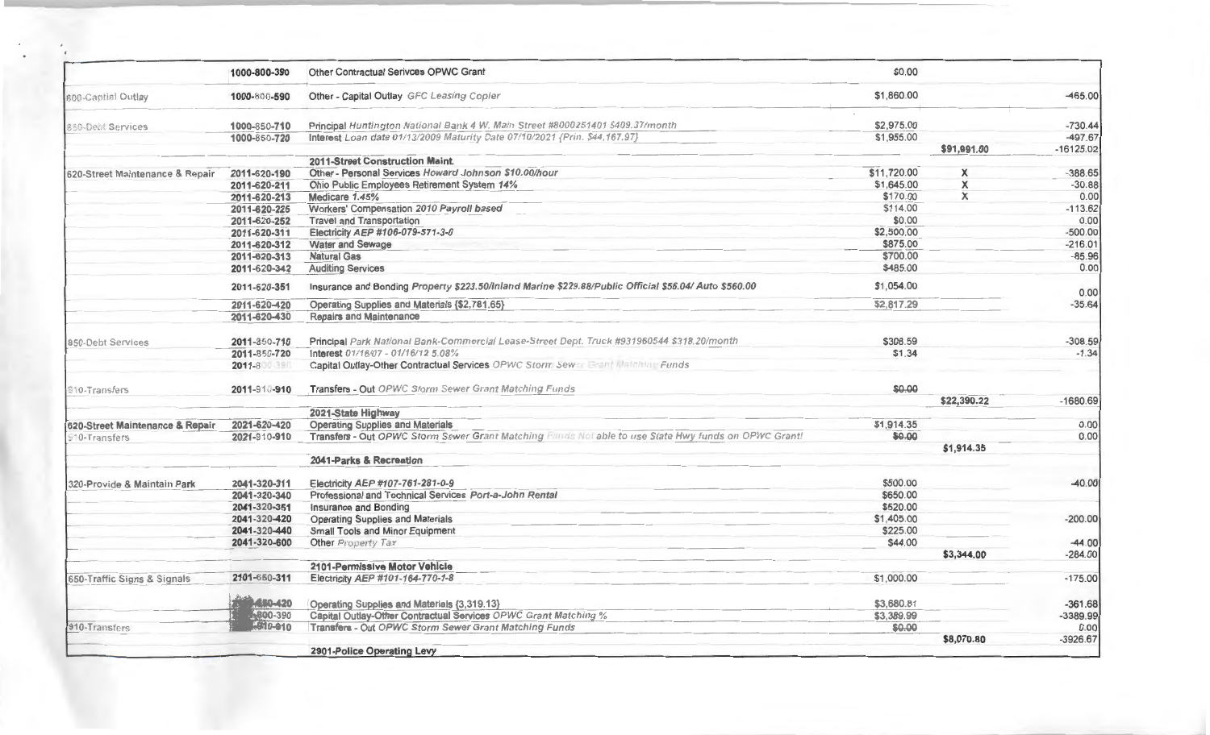| | | | | | |
|---|---|---|---|---|---|
| | 1000-800-390 | Other Contractual Serivces OPWC Grant | $0.00 | | |
| 800-Capital Outlay | 1000-800-590 | Other - Capital Outlay *GFC Leasing Copier* | $1,860.00 | | -465.00 |
| 850-Debt Services | 1000-850-710 | Principal *Huntington National Bank 4 W. Main Street #8000251401 $409.37/month* | $2,975.00 | | -730.44 |
| | 1000-850-720 | Interest *Loan date 01/13/2009 Maturity Date 07/10/2021 {Prin. $44,167.97}* | $1,955.00 | | -497.67 |
| | | | | $91,991.00 | -16125.02 |
| | | **2011-Street Construction Maint.** | | | |
| 620-Street Maintenance & Repair | 2011-620-190 | Other - Personal Services *Howard Johnson $10.00/hour* | $11,720.00 | X | -388.65 |
| | 2011-620-211 | Ohio Public Employees Retirement System *14%* | $1,645.00 | X | -30.88 |
| | 2011-620-213 | Medicare *1.45%* | $170.00 | X | 0.00 |
| | 2011-620-225 | Workers' Compensation *2010 Payroll based* | $114.00 | | -113.62 |
| | 2011-620-252 | Travel and Transportation | $0.00 | | 0.00 |
| | 2011-620-311 | Electricity *AEP #106-079-571-3-0* | $2,500.00 | | -500.00 |
| | 2011-620-312 | Water and Sewage | $875.00 | | -216.01 |
| | 2011-620-313 | Natural Gas | $700.00 | | -85.96 |
| | 2011-620-342 | Auditing Services | $485.00 | | 0.00 |
| | 2011-620-351 | Insurance and Bonding *Property $223.50/Inland Marine $229.88/Public Official $56.04/ Auto $560.00* | $1,054.00 | | 0.00 |
| | 2011-620-420 | Operating Supplies and Materials {$2,781.65} | $2,817.29 | | -35.64 |
| | 2011-620-430 | Repairs and Maintenance | | | |
| 850-Debt Services | 2011-850-710 | Principal *Park National Bank-Commercial Lease-Street Dept. Truck #931960544 $318.20/month* | $308.59 | | -308.59 |
| | 2011-850-720 | Interest *01/16/07 - 01/16/12 5.08%* | $1.34 | | -1.34 |
| | 2011-800-390 | Capital Outlay-Other Contractual Services *OPWC Storm Sewer Grant Matching Funds* | | | |
| 910-Transfers | 2011-910-910 | Transfers - Out *OPWC Storm Sewer Grant Matching Funds* | ~~$0.00~~ | | |
| | | | | $22,390.22 | -1680.69 |
| | | **2021-State Highway** | | | |
| 620-Street Maintenance & Repair | 2021-620-420 | Operating Supplies and Materials | $1,914.35 | | 0.00 |
| 910-Transfers | 2021-910-910 | Transfers - Out *OPWC Storm Sewer Grant Matching Funds Not able to use State Hwy funds on OPWC Grant!* | ~~$0.00~~ | | 0.00 |
| | | | | $1,914.35 | |
| | | **2041-Parks & Recreation** | | | |
| 320-Provide & Maintain Park | 2041-320-311 | Electricity *AEP #107-761-281-0-9* | $500.00 | | -40.00 |
| | 2041-320-340 | Professional and Technical Services *Port-a-John Rental* | $650.00 | | |
| | 2041-320-351 | Insurance and Bonding | $520.00 | | |
| | 2041-320-420 | Operating Supplies and Materials | $1,405.00 | | -200.00 |
| | 2041-320-440 | Small Tools and Minor Equipment | $225.00 | | |
| | 2041-320-600 | Other *Property Tax* | $44.00 | | -44.00 |
| | | | | $3,344.00 | -284.00 |
| | | **2101-Permissive Motor Vehicle** | | | |
| 650-Traffic Signs & Signals | 2101-650-311 | Electricity *AEP #101-164-770-1-8* | $1,000.00 | | -175.00 |
| | 2101-650-420 | Operating Supplies and Materials {3,319.13} | $3,680.81 | | -361.68 |
| | 2101-800-390 | Capital Outlay-Other Contractual Services *OPWC Grant Matching %* | $3,389.99 | | -3389.99 |
| 910-Transfers | 2101-910-910 | Transfers - Out *OPWC Storm Sewer Grant Matching Funds* | ~~$0.00~~ | | 0.00 |
| | | | | $8,070.80 | -3926.67 |
| | | **2901-Police Operating Levy** | | | |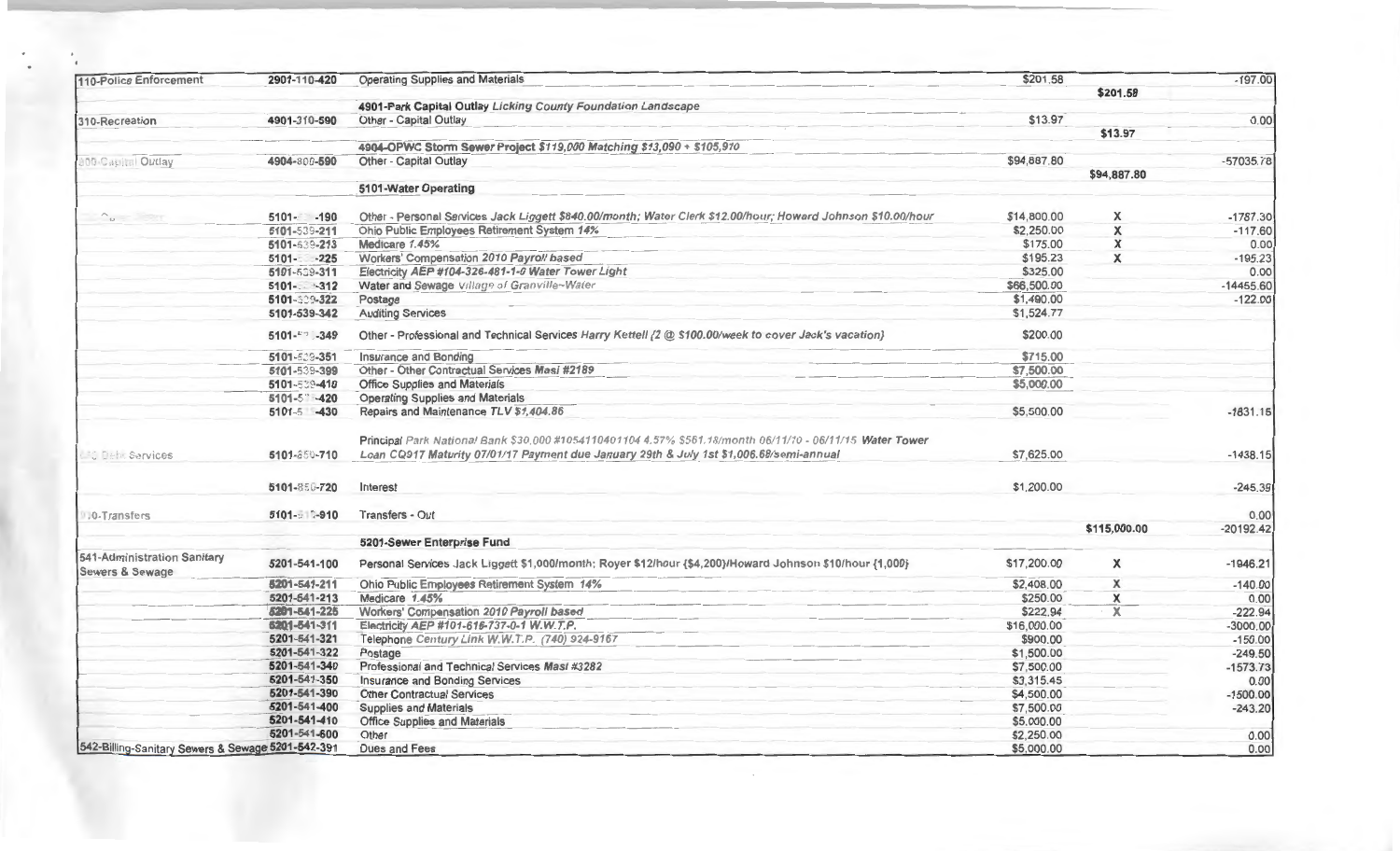| | | | | | |
|---|---|---|---|---|---|
| 110-Police Enforcement | 2901-110-420 | Operating Supplies and Materials | $201.58 | | -197.00 |
| | | | | $201.58 | |
| | | **4901-Park Capital Outlay** *Licking County Foundation Landscape* | | | |
| 310-Recreation | 4901-310-590 | Other - Capital Outlay | $13.97 | | 0.00 |
| | | | | $13.97 | |
| | | **4904-OPWC Storm Sewer Project** *$119,000 Matching $13,090 + $105,910* | | | |
| 800-Capital Outlay | 4904-800-590 | Other - Capital Outlay | $94,887.80 | | -57035.78 |
| | | | | $94,887.80 | |
| | | **5101-Water Operating** | | | |
| | 5101- -190 | Other - Personal Services *Jack Liggett $840.00/month; Water Clerk $12.00/hour; Howard Johnson $10.00/hour* | $14,800.00 | X | -1787.30 |
| | 5101-539-211 | Ohio Public Employees Retirement System *14%* | $2,250.00 | X | -117.60 |
| | 5101-539-213 | Medicare *1.45%* | $175.00 | X | 0.00 |
| | 5101- -225 | Workers' Compensation *2010 Payroll based* | $195.23 | X | -195.23 |
| | 5101-539-311 | Electricity *AEP #104-326-481-1-0 Water Tower Light* | $325.00 | | 0.00 |
| | 5101- -312 | Water and Sewage *Village of Granville~Water* | $66,500.00 | | -14455.60 |
| | 5101-539-322 | Postage | $1,490.00 | | -122.00 |
| | 5101-539-342 | Auditing Services | $1,524.77 | | |
| | 5101- -349 | Other - Professional and Technical Services *Harry Kettell (2 @ $100.00/week to cover Jack's vacation)* | $200.00 | | |
| | 5101-539-351 | Insurance and Bonding | $715.00 | | |
| | 5101-539-399 | Other - Other Contractual Services *Masi #2189* | $7,500.00 | | |
| | 5101-539-410 | Office Supplies and Materials | $5,000.00 | | |
| | 5101- -420 | Operating Supplies and Materials | | | |
| | 5101- -430 | Repairs and Maintenance *TLV $1,404.86* | $5,500.00 | | -1831.15 |
| 850-Debt Services | 5101-850-710 | Principal *Park National Bank $30,000 #1054110401104 4.57% $561.18/month 06/11/10 - 06/11/15* **Water Tower** *Loan CQ917 Maturity 07/01/17 Payment due January 29th & July 1st $1,006.68/semi-annual* | $7,625.00 | | -1438.15 |
| | 5101-850-720 | Interest | $1,200.00 | | -245.39 |
| 910-Transfers | 5101-910-910 | Transfers - Out | | | 0.00 |
| | | | | $115,000.00 | -20192.42 |
| | | **5201-Sewer Enterprise Fund** | | | |
| 541-Administration Sanitary Sewers & Sewage | 5201-541-100 | Personal Services *Jack Liggett $1,000/month; Royer $12/hour ($4,200)/Howard Johnson $10/hour (1,000)* | $17,200.00 | X | -1946.21 |
| | 5201-541-211 | Ohio Public Employees Retirement System *14%* | $2,408.00 | X | -140.00 |
| | 5201-541-213 | Medicare *1.45%* | $250.00 | X | 0.00 |
| | 5201-541-225 | Workers' Compensation *2010 Payroll based* | $222.94 | X | -222.94 |
| | 5201-541-311 | Electricity *AEP #101-616-737-0-1 W.W.T.P.* | $16,000.00 | | -3000.00 |
| | 5201-541-321 | Telephone *Century Link W.W.T.P. (740) 924-9167* | $900.00 | | -150.00 |
| | 5201-541-322 | Postage | $1,500.00 | | -249.50 |
| | 5201-541-340 | Professional and Technical Services *Masi #3282* | $7,500.00 | | -1573.73 |
| | 5201-541-350 | Insurance and Bonding Services | $3,315.45 | | 0.00 |
| | 5201-541-390 | Other Contractual Services | $4,500.00 | | -1500.00 |
| | 5201-541-400 | Supplies and Materials | $7,500.00 | | -243.20 |
| | 5201-541-410 | Office Supplies and Materials | $5,000.00 | | |
| | 5201-541-600 | Other | $2,250.00 | | 0.00 |
| 542-Billing-Sanitary Sewers & Sewage | 5201-542-391 | Dues and Fees | $5,000.00 | | 0.00 |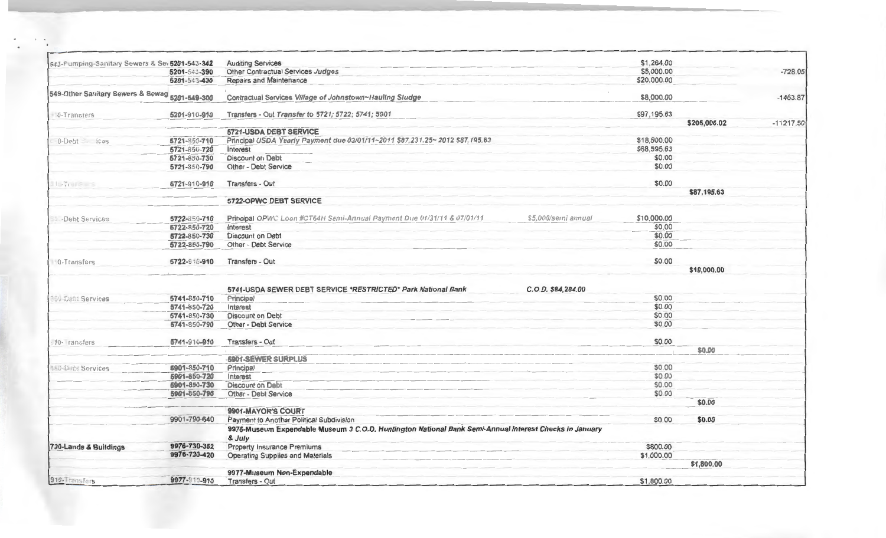| | | | | | | |
|---|---|---|---|---|---|---|
| 543-Pumping-Sanitary Sewers & Ser | 5201-543-342 | Auditing Services | | $1,264.00 | | |
| | 5201-543-390 | Other Contractual Services *Judges* | | $5,000.00 | | -728.05 |
| | 5201-543-430 | Repairs and Maintenance | | $20,000.00 | | |
| 549-Other Sanitary Sewers & Sewag | 5201-549-300 | Contractual Services *Village of Johnstown~Hauling Sludge* | | $8,000.00 | | -1463.87 |
| 0-Transfers | 5201-910-910 | Transfers - Out *Transfer to 5721; 5722; 5741; 5901* | | $97,195.63 | | |
| | | | | | $205,006.02 | -11217.50 |
| | | **5721-USDA DEBT SERVICE** | | | | |
| 0-Debt ices | 5721-850-710 | Principal *USDA Yearly Payment due 03/01/11~2011 $87,231.25~ 2012 $87,195.63* | | $18,600.00 | | |
| | 5721-850-720 | Interest | | $68,595.63 | | |
| | 5721-850-730 | Discount on Debt | | $0.00 | | |
| | 5721-850-790 | Other - Debt Service | | $0.00 | | |
| | 5721-910-910 | Transfers - Out | | $0.00 | | |
| | | | | | $87,195.63 | |
| | | **5722-OPWC DEBT SERVICE** | | | | |
| -Debt Services | 5722-850-710 | Principal *OPWC Loan #CT64H Semi-Annual Payment Due 01/31/11 & 07/01/11* | *$5,000/semi annual* | $10,000.00 | | |
| | 5722-850-720 | Interest | | $0.00 | | |
| | 5722-850-730 | Discount on Debt | | $0.00 | | |
| | 5722-850-790 | Other - Debt Service | | $0.00 | | |
| 0-Transfers | 5722-910-910 | Transfers - Out | | $0.00 | | |
| | | | | | $10,000.00 | |
| | | **5741-USDA SEWER DEBT SERVICE *RESTRICTED* Park National Bank** | ***C.O.D. $84,284.00*** | | | |
| 850-Debt Services | 5741-850-710 | Principal | | $0.00 | | |
| | 5741-850-720 | Interest | | $0.00 | | |
| | 5741-850-730 | Discount on Debt | | $0.00 | | |
| | 5741-850-790 | Other - Debt Service | | $0.00 | | |
| 10-Transfers | 5741-910-910 | Transfers - Out | | $0.00 | | |
| | | | | | $0.00 | |
| | | **5901-SEWER SURPLUS** | | | | |
| 850-Debt Services | 5901-850-710 | Principal | | $0.00 | | |
| | 5901-850-720 | Interest | | $0.00 | | |
| | 5901-850-730 | Discount on Debt | | $0.00 | | |
| | 5901-850-790 | Other - Debt Service | | $0.00 | | |
| | | | | | $0.00 | |
| | | **9901-MAYOR'S COURT** | | | | |
| | 9901-790-640 | Payment to Another Political Subdivision | | $0.00 | $0.00 | |
| | | **9976-Museum Expendable *Museum 3 C.O.D. Huntington National Bank Semi-Annual Interest Checks in January & July*** | | | | |
| **730-Lands & Buildings** | 9976-730-352 | Property Insurance Premiums | | $800.00 | | |
| | 9976-730-420 | Operating Supplies and Materials | | $1,000.00 | | |
| | | | | | $1,800.00 | |
| | | **9977-Museum Non-Expendable** | | | | |
| 910-Transfers | 9977-910-910 | Transfers - Out | | $1,800.00 | | |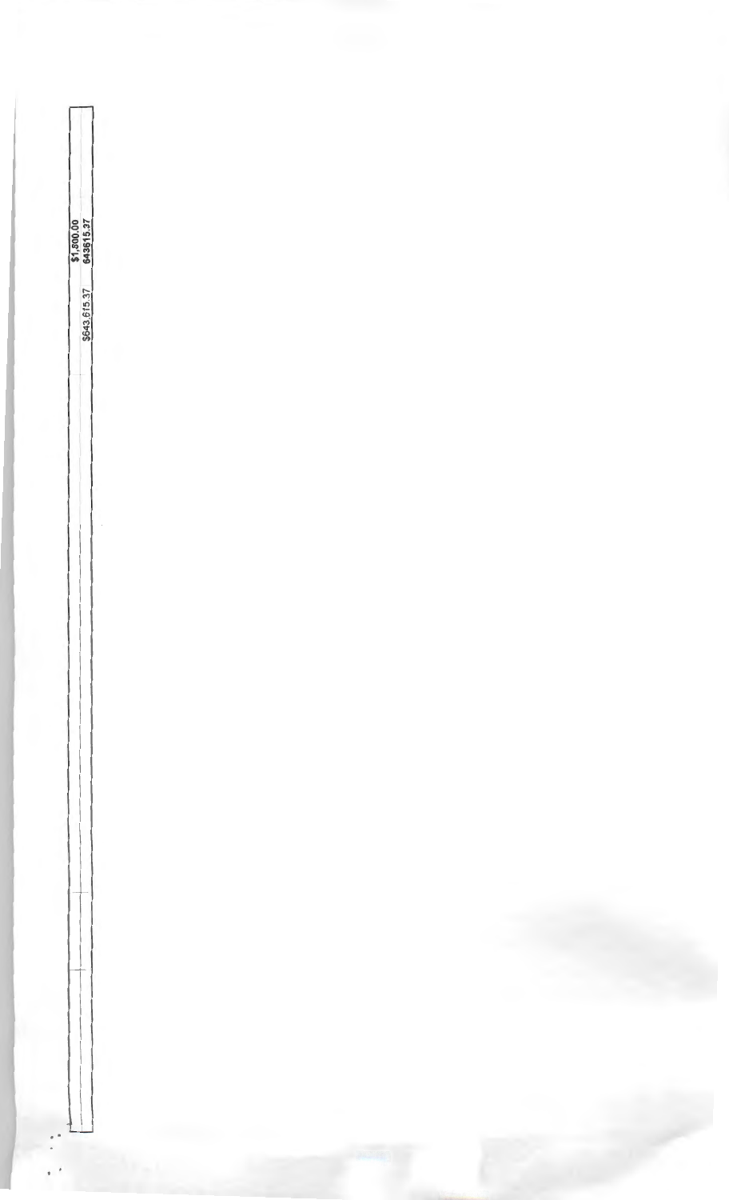| | | |
|---|---|---|
| | | $1,800.00 |
| | $643,615.37 | 643615.37 |